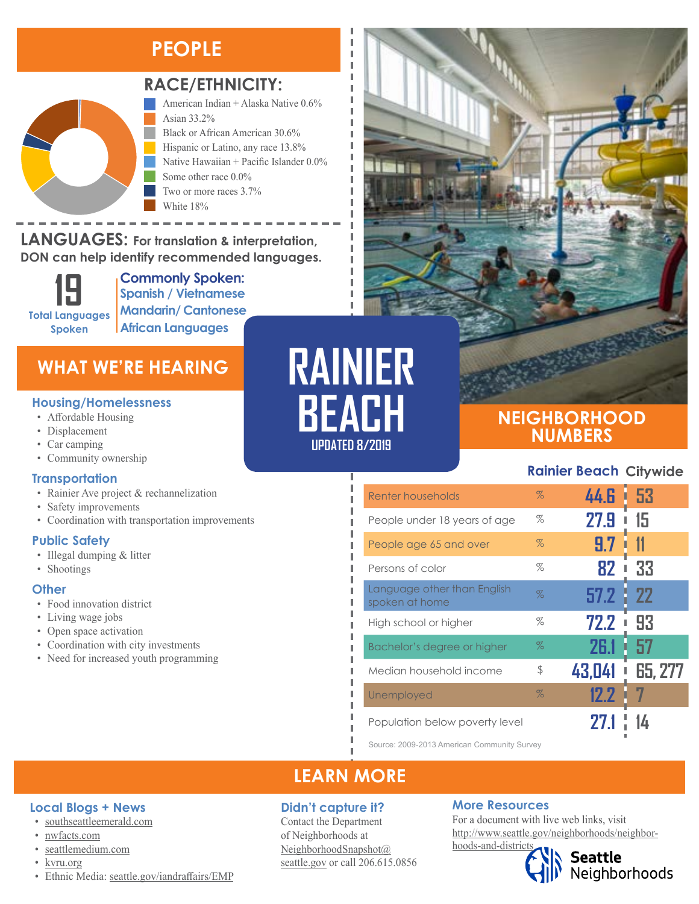# RAINIER BEACH

UPDATED 8/2019

## PEOPLE

### RACE/ETHNICITY:

- American Indian + Alaska Native 0.6%
- Asian 33.2%
- Black or African American 30.6%
- Hispanic or Latino, any race 13.8%
- Native Hawaiian + Pacific Islander 0.0%
- Some other race 0.0%
- Two or more races 3.7%
- White 18%

### LANGUAGES: For translation & interpretation, DON can help identify recommended languages.

**19** Total Languages Spoken

**Commonly Spoken:**
Spanish / Vietnamese
Mandarin/ Cantonese
African Languages

## WHAT WE'RE HEARING

### Housing/Homelessness

- Affordable Housing
- Displacement
- Car camping
- Community ownership

### Transportation

- Rainier Ave project & rechannelization
- Safety improvements
- Coordination with transportation improvements

### Public Safety

- Illegal dumping & litter
- Shootings

### Other

- Food innovation district
- Living wage jobs
- Open space activation
- Coordination with city investments
- Need for increased youth programming

## NEIGHBORHOOD NUMBERS

| | | Rainier Beach | Citywide |
|---|---|---|---|
| Renter households | % | 44.6 | 53 |
| People under 18 years of age | % | 27.9 | 15 |
| People age 65 and over | % | 9.7 | 11 |
| Persons of color | % | 82 | 33 |
| Language other than English spoken at home | % | 57.2 | 22 |
| High school or higher | % | 72.2 | 93 |
| Bachelor's degree or higher | % | 26.1 | 57 |
| Median household income | $ | 43,041 | 65, 277 |
| Unemployed | % | 12.2 | 7 |
| Population below poverty level | | 27.1 | 14 |

Source: 2009-2013 American Community Survey

## LEARN MORE

### Local Blogs + News

- southseattleemerald.com
- nwfacts.com
- seattlemedium.com
- kvru.org
- Ethnic Media: seattle.gov/iandraffairs/EMP

### Didn't capture it?

Contact the Department of Neighborhoods at NeighborhoodSnapshot@seattle.gov or call 206.615.0856

### More Resources

For a document with live web links, visit http://www.seattle.gov/neighborhoods/neighborhoods-and-districts

Seattle Neighborhoods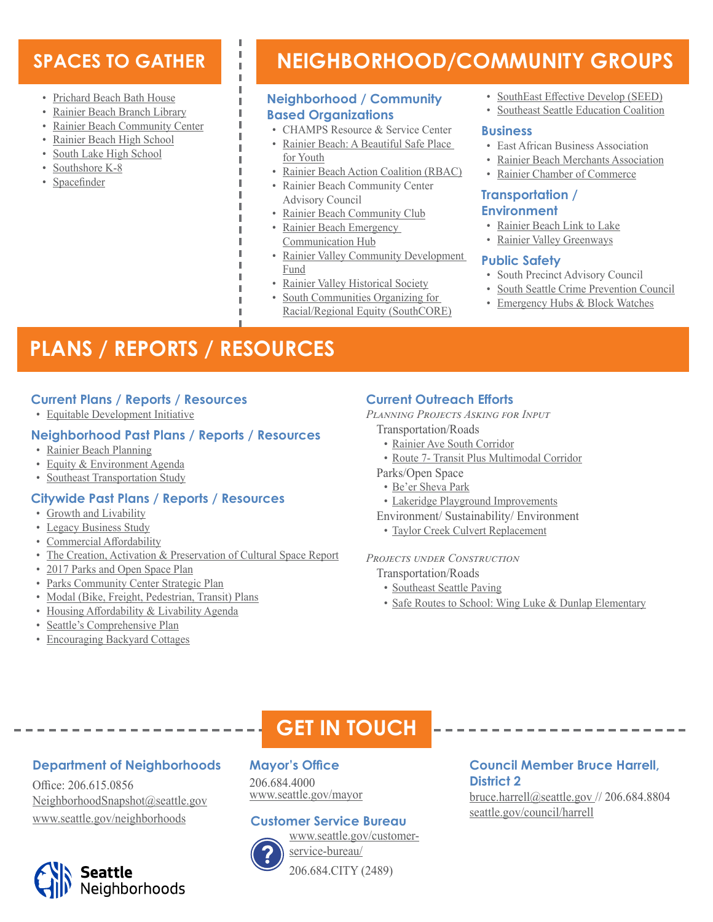## SPACES TO GATHER

- Prichard Beach Bath House
- Rainier Beach Branch Library
- Rainier Beach Community Center
- Rainier Beach High School
- South Lake High School
- Southshore K-8
- Spacefinder

## NEIGHBORHOOD/COMMUNITY GROUPS

### Neighborhood / Community Based Organizations

- CHAMPS Resource & Service Center
- Rainier Beach: A Beautiful Safe Place for Youth
- Rainier Beach Action Coalition (RBAC)
- Rainier Beach Community Center Advisory Council
- Rainier Beach Community Club
- Rainier Beach Emergency Communication Hub
- Rainier Valley Community Development Fund
- Rainier Valley Historical Society
- South Communities Organizing for Racial/Regional Equity (SouthCORE)
- SouthEast Effective Develop (SEED)
- Southeast Seattle Education Coalition

### Business

- East African Business Association
- Rainier Beach Merchants Association
- Rainier Chamber of Commerce

### Transportation / Environment

- Rainier Beach Link to Lake
- Rainier Valley Greenways

### Public Safety

- South Precinct Advisory Council
- South Seattle Crime Prevention Council
- Emergency Hubs & Block Watches

## PLANS / REPORTS / RESOURCES

### Current Plans / Reports / Resources

- Equitable Development Initiative

### Neighborhood Past Plans / Reports / Resources

- Rainier Beach Planning
- Equity & Environment Agenda
- Southeast Transportation Study

### Citywide Past Plans / Reports / Resources

- Growth and Livability
- Legacy Business Study
- Commercial Affordability
- The Creation, Activation & Preservation of Cultural Space Report
- 2017 Parks and Open Space Plan
- Parks Community Center Strategic Plan
- Modal (Bike, Freight, Pedestrian, Transit) Plans
- Housing Affordability & Livability Agenda
- Seattle's Comprehensive Plan
- Encouraging Backyard Cottages

### Current Outreach Efforts

*Planning Projects Asking for Input*

Transportation/Roads

- Rainier Ave South Corridor
- Route 7- Transit Plus Multimodal Corridor

Parks/Open Space

- Be'er Sheva Park
- Lakeridge Playground Improvements

Environment/ Sustainability/ Environment

- Taylor Creek Culvert Replacement

*Projects under Construction*

Transportation/Roads

- Southeast Seattle Paving
- Safe Routes to School: Wing Luke & Dunlap Elementary

## GET IN TOUCH

### Department of Neighborhoods

Office: 206.615.0856
NeighborhoodSnapshot@seattle.gov
www.seattle.gov/neighborhoods

Seattle Neighborhoods

### Mayor's Office

206.684.4000
www.seattle.gov/mayor

### Customer Service Bureau

www.seattle.gov/customer-service-bureau/
206.684.CITY (2489)

### Council Member Bruce Harrell, District 2

bruce.harrell@seattle.gov // 206.684.8804
seattle.gov/council/harrell